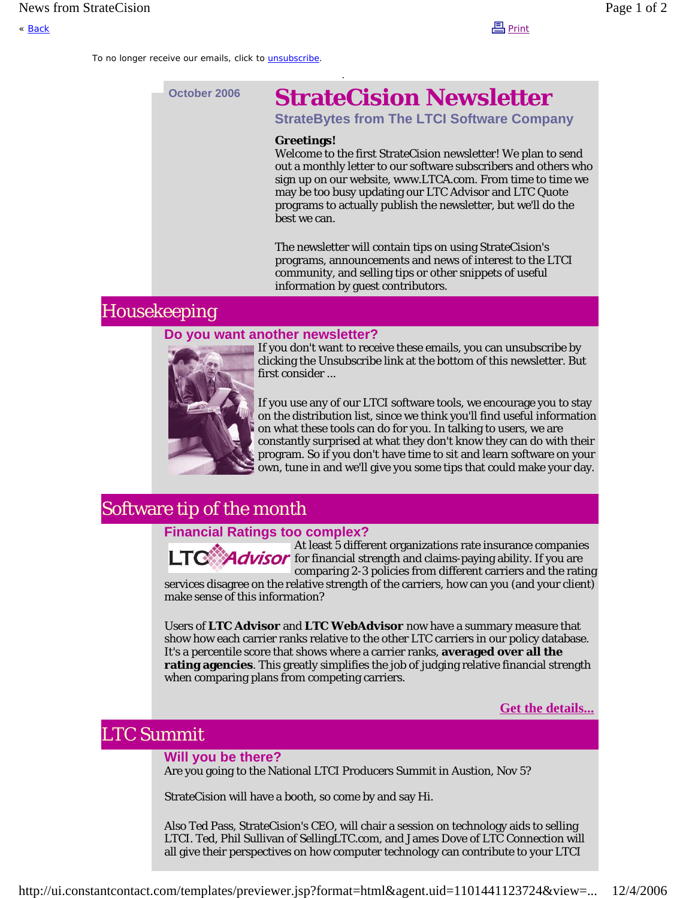« Back

Print

To no longer receive our emails, click to unsubscribe.

October 2006

# StrateCision Newsletter

### StrateBytes from The LTCI Software Company

**Greetings!**
Welcome to the first StrateCision newsletter! We plan to send out a monthly letter to our software subscribers and others who sign up on our website, www.LTCA.com. From time to time we may be too busy updating our LTC Advisor and LTC Quote programs to actually publish the newsletter, but we'll do the best we can.

The newsletter will contain tips on using StrateCision's programs, announcements and news of interest to the LTCI community, and selling tips or other snippets of useful information by guest contributors.

## Housekeeping

### Do you want another newsletter?

If you don't want to receive these emails, you can unsubscribe by clicking the Unsubscribe link at the bottom of this newsletter. But first consider ...

If you use any of our LTCI software tools, we encourage you to stay on the distribution list, since we think you'll find useful information on what these tools can do for you. In talking to users, we are constantly surprised at what they don't know they can do with their program. So if you don't have time to sit and learn software on your own, tune in and we'll give you some tips that could make your day.

## Software tip of the month

### Financial Ratings too complex?

At least 5 different organizations rate insurance companies for financial strength and claims-paying ability. If you are comparing 2-3 policies from different carriers and the rating services disagree on the relative strength of the carriers, how can you (and your client) make sense of this information?

Users of **LTC Advisor** and **LTC WebAdvisor** now have a summary measure that show how each carrier ranks relative to the other LTC carriers in our policy database. It's a percentile score that shows where a carrier ranks, **averaged over all the rating agencies**. This greatly simplifies the job of judging relative financial strength when comparing plans from competing carriers.

**Get the details...**

## LTC Summit

### Will you be there?

Are you going to the National LTCI Producers Summit in Austion, Nov 5?

StrateCision will have a booth, so come by and say Hi.

Also Ted Pass, StrateCision's CEO, will chair a session on technology aids to selling LTCI. Ted, Phil Sullivan of SellingLTC.com, and James Dove of LTC Connection will all give their perspectives on how computer technology can contribute to your LTCI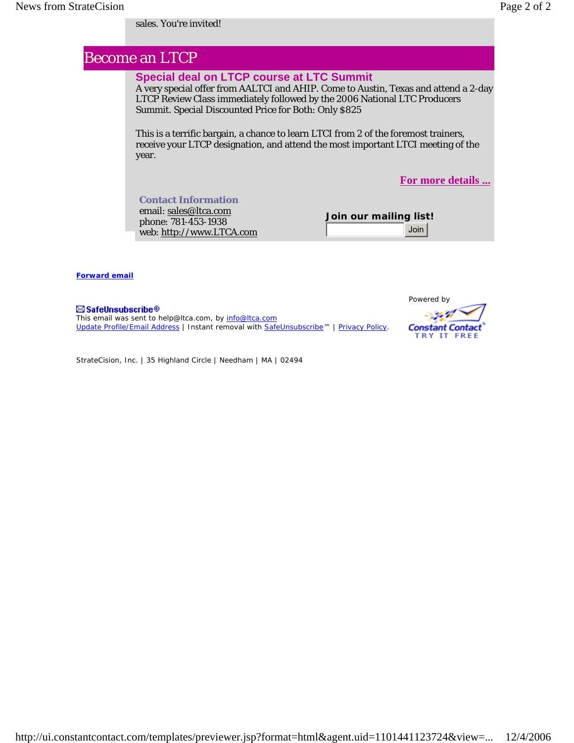sales. You're invited!

# Become an LTCP

### Special deal on LTCP course at LTC Summit

A very special offer from AALTCI and AHIP. Come to Austin, Texas and attend a 2-day LTCP Review Class immediately followed by the 2006 National LTC Producers Summit. Special Discounted Price for Both: Only $825

This is a terrific bargain, a chance to learn LTCI from 2 of the foremost trainers, receive your LTCP designation, and attend the most important LTCI meeting of the year.

**For more details ...**

**Contact Information**
email: sales@ltca.com
phone: 781-453-1938
web: http://www.LTCA.com

**Join our mailing list!**

Join

**Forward email**

SafeUnsubscribe®
This email was sent to help@ltca.com, by info@ltca.com
Update Profile/Email Address | Instant removal with SafeUnsubscribe™ | Privacy Policy.

Powered by Constant Contact TRY IT FREE

StrateCision, Inc. | 35 Highland Circle | Needham | MA | 02494